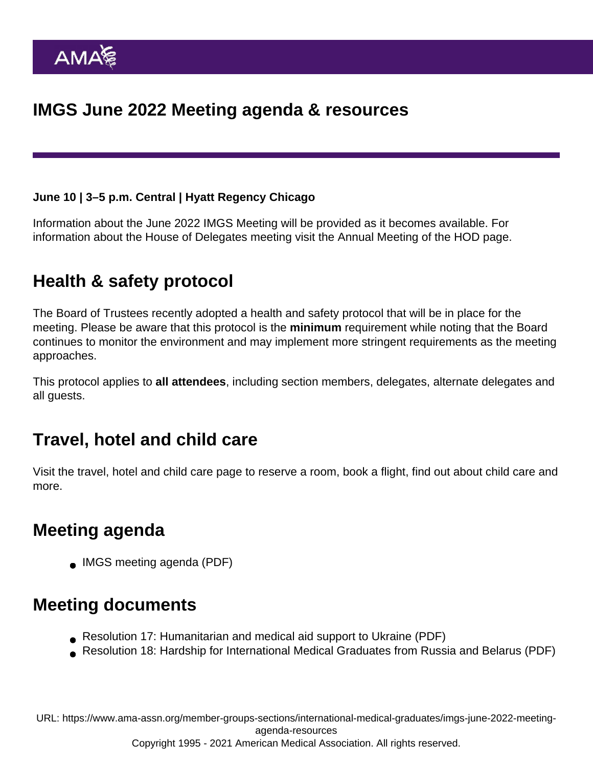# IMGS June 2022 Meeting agenda & resources

**June 10 | 3–5 p.m. Central | Hyatt Regency Chicago**

Information about the June 2022 IMGS Meeting will be provided as it becomes available. For information about the House of Delegates meeting visit the Annual Meeting of the HOD page.

## Health & safety protocol

The Board of Trustees recently adopted a health and safety protocol that will be in place for the meeting. Please be aware that this protocol is the **minimum** requirement while noting that the Board continues to monitor the environment and may implement more stringent requirements as the meeting approaches.

This protocol applies to **all attendees**, including section members, delegates, alternate delegates and all guests.

## Travel, hotel and child care

Visit the travel, hotel and child care page to reserve a room, book a flight, find out about child care and more.

## Meeting agenda

- IMGS meeting agenda (PDF)

## Meeting documents

- Resolution 17: Humanitarian and medical aid support to Ukraine (PDF)
- Resolution 18: Hardship for International Medical Graduates from Russia and Belarus (PDF)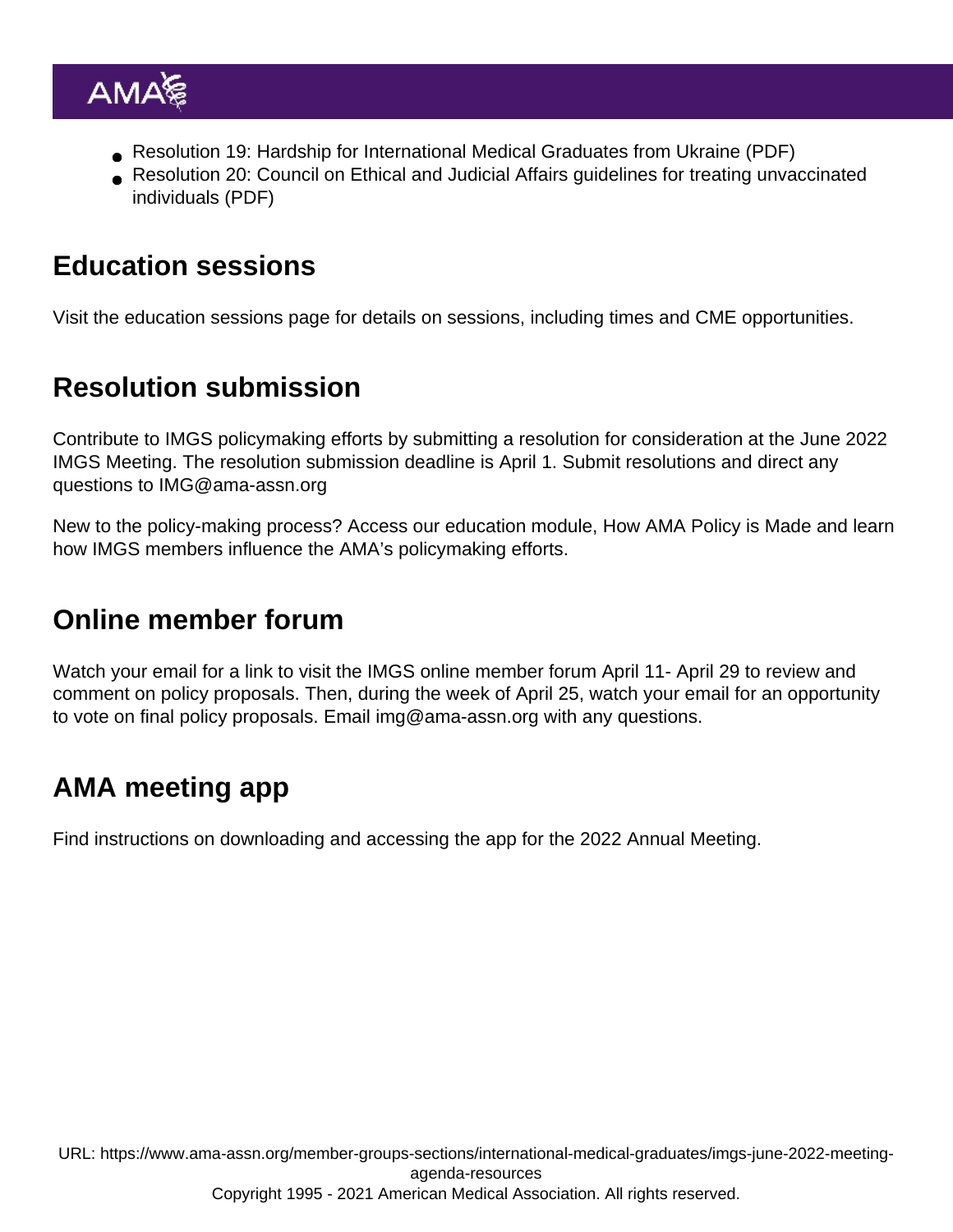- Resolution 19: Hardship for International Medical Graduates from Ukraine (PDF)
- Resolution 20: Council on Ethical and Judicial Affairs guidelines for treating unvaccinated individuals (PDF)

## Education sessions

Visit the education sessions page for details on sessions, including times and CME opportunities.

## Resolution submission

Contribute to IMGS policymaking efforts by submitting a resolution for consideration at the June 2022 IMGS Meeting. The resolution submission deadline is April 1. Submit resolutions and direct any questions to IMG@ama-assn.org

New to the policy-making process? Access our education module, How AMA Policy is Made and learn how IMGS members influence the AMA's policymaking efforts.

## Online member forum

Watch your email for a link to visit the IMGS online member forum April 11- April 29 to review and comment on policy proposals. Then, during the week of April 25, watch your email for an opportunity to vote on final policy proposals. Email img@ama-assn.org with any questions.

## AMA meeting app

Find instructions on downloading and accessing the app for the 2022 Annual Meeting.